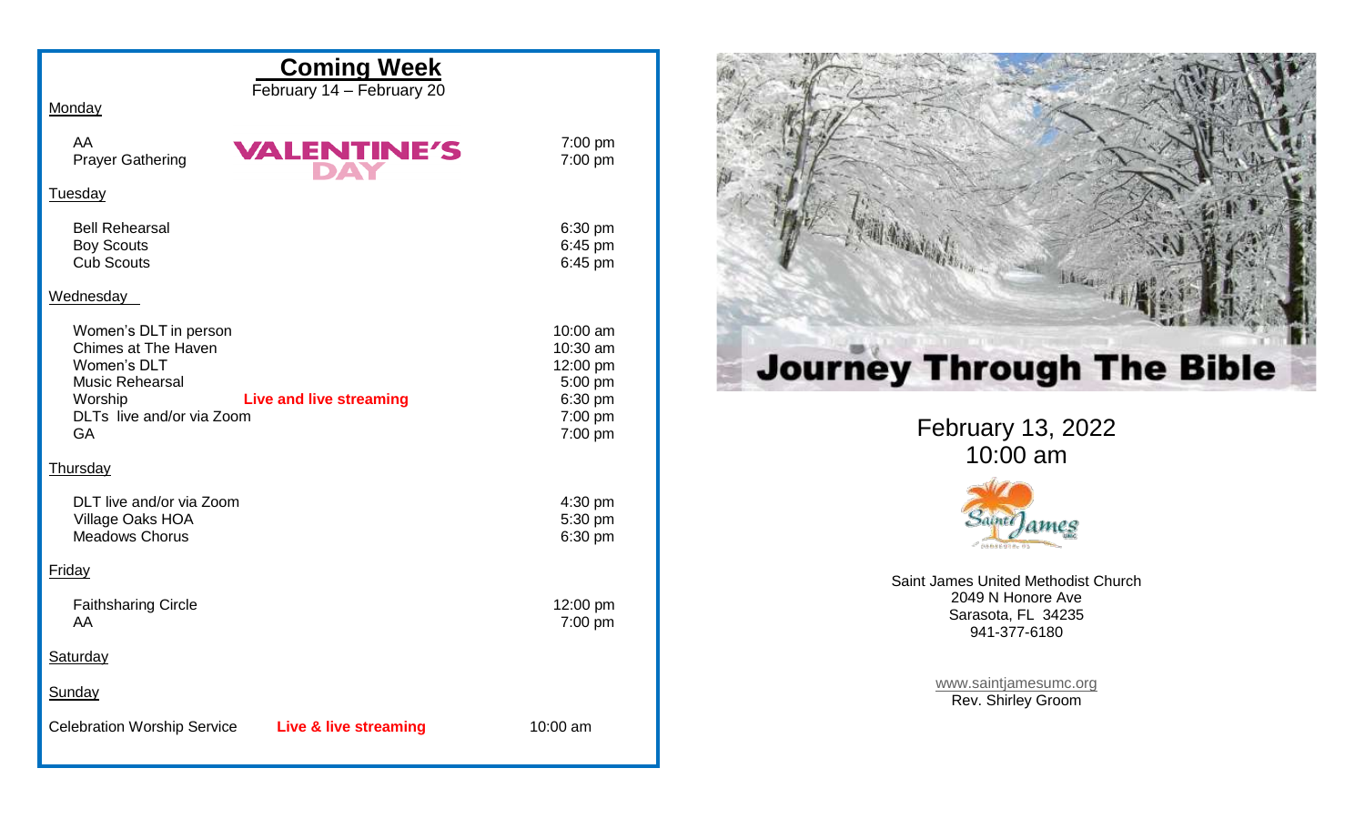## Coming Week

February 14 – February 20

**Monday**

| | | |
|---|---|---|
| AA | VALENTINE'S DAY | 7:00 pm |
| Prayer Gathering | | 7:00 pm |

**Tuesday**

| | | |
|---|---|---|
| Bell Rehearsal | | 6:30 pm |
| Boy Scouts | | 6:45 pm |
| Cub Scouts | | 6:45 pm |

**Wednesday**

| | | |
|---|---|---|
| Women's DLT in person | | 10:00 am |
| Chimes at The Haven | | 10:30 am |
| Women's DLT | | 12:00 pm |
| Music Rehearsal | | 5:00 pm |
| Worship | **Live and live streaming** | 6:30 pm |
| DLTs live and/or via Zoom | | 7:00 pm |
| GA | | 7:00 pm |

**Thursday**

| | | |
|---|---|---|
| DLT live and/or via Zoom | | 4:30 pm |
| Village Oaks HOA | | 5:30 pm |
| Meadows Chorus | | 6:30 pm |

**Friday**

| | | |
|---|---|---|
| Faithsharing Circle | | 12:00 pm |
| AA | | 7:00 pm |

**Saturday**

**Sunday**

| | | |
|---|---|---|
| Celebration Worship Service | **Live & live streaming** | 10:00 am |

# Journey Through The Bible

February 13, 2022
10:00 am

Saint James United Methodist Church
2049 N Honore Ave
Sarasota, FL 34235
941-377-6180

www.saintjamesumc.org
Rev. Shirley Groom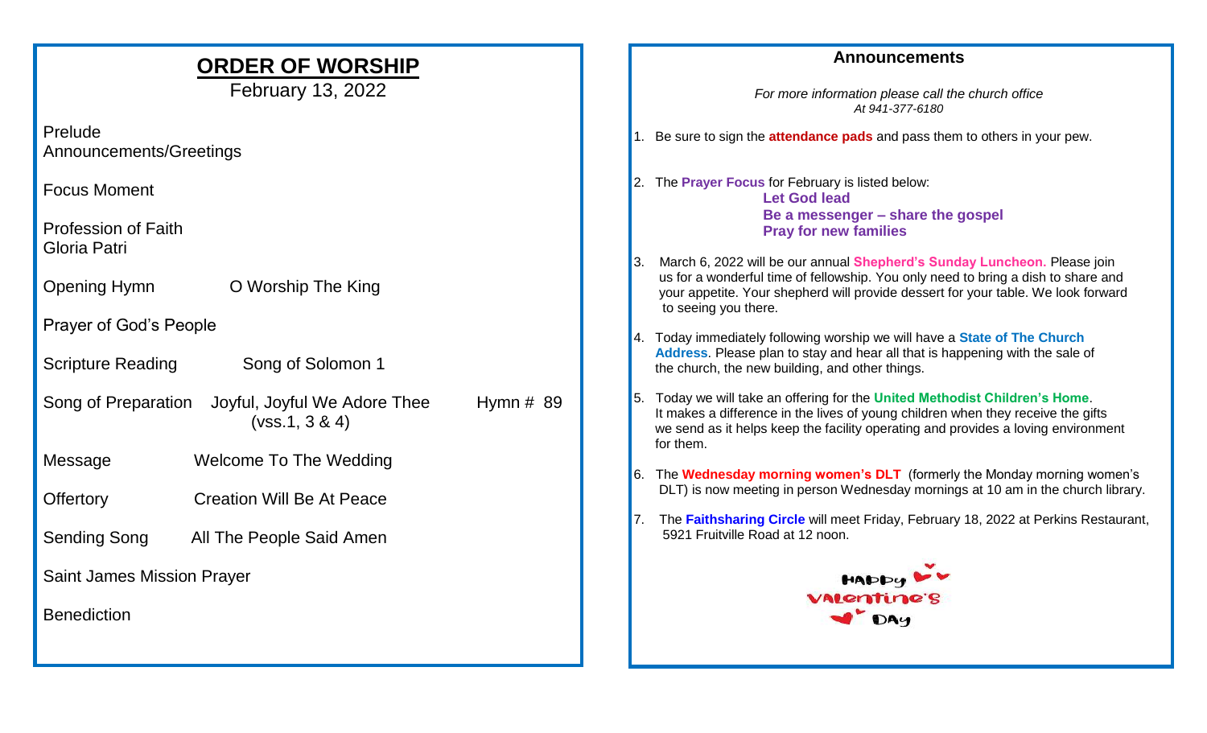# ORDER OF WORSHIP

February 13, 2022

Prelude

Announcements/Greetings

Focus Moment

Profession of Faith

Gloria Patri

Opening Hymn — O Worship The King

Prayer of God's People

Scripture Reading — Song of Solomon 1

Song of Preparation — Joyful, Joyful We Adore Thee (vss.1, 3 & 4) — Hymn # 89

Message — Welcome To The Wedding

Offertory — Creation Will Be At Peace

Sending Song — All The People Said Amen

Saint James Mission Prayer

Benediction

## Announcements

*For more information please call the church office*
*At 941-377-6180*

1. Be sure to sign the **attendance pads** and pass them to others in your pew.

2. The **Prayer Focus** for February is listed below:
   **Let God lead**
   **Be a messenger – share the gospel**
   **Pray for new families**

3. March 6, 2022 will be our annual **Shepherd's Sunday Luncheon.** Please join us for a wonderful time of fellowship. You only need to bring a dish to share and your appetite. Your shepherd will provide dessert for your table. We look forward to seeing you there.

4. Today immediately following worship we will have a **State of The Church Address**. Please plan to stay and hear all that is happening with the sale of the church, the new building, and other things.

5. Today we will take an offering for the **United Methodist Children's Home**. It makes a difference in the lives of young children when they receive the gifts we send as it helps keep the facility operating and provides a loving environment for them.

6. The **Wednesday morning women's DLT** (formerly the Monday morning women's DLT) is now meeting in person Wednesday mornings at 10 am in the church library.

7. The **Faithsharing Circle** will meet Friday, February 18, 2022 at Perkins Restaurant, 5921 Fruitville Road at 12 noon.

HAPPY VALENTINE'S DAY